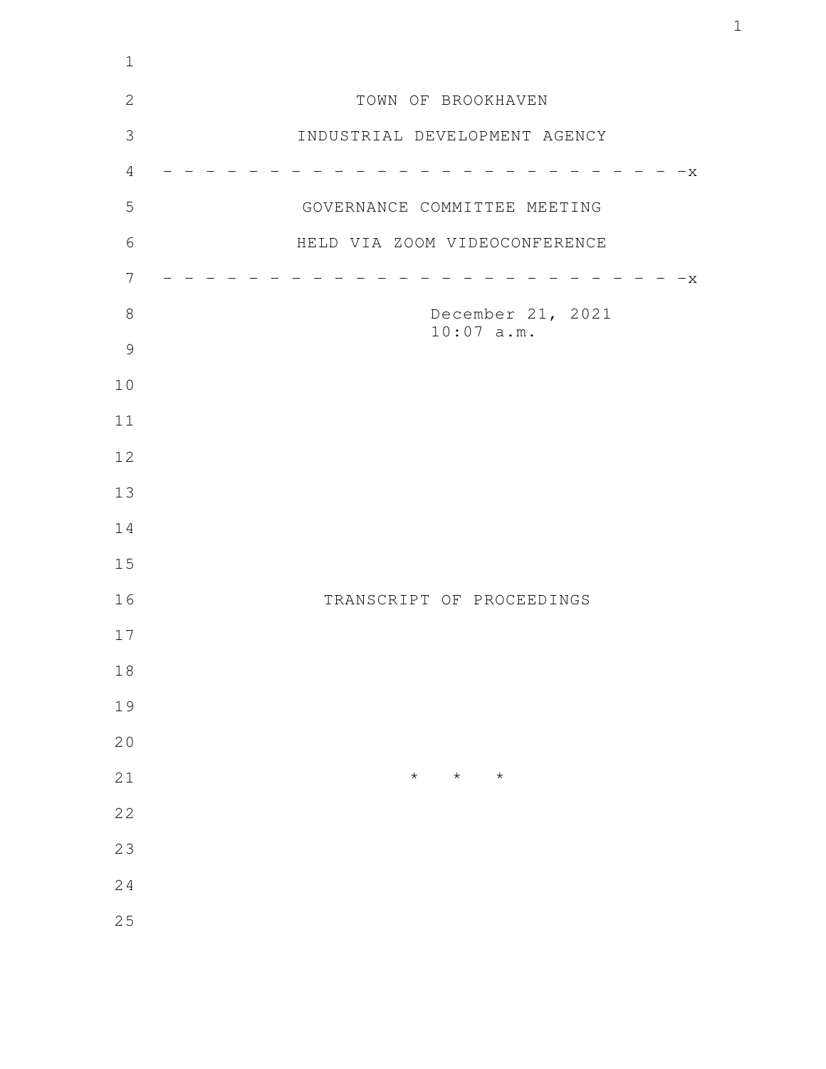TOWN OF BROOKHAVEN

INDUSTRIAL DEVELOPMENT AGENCY

- - - - - - - - - - - - - - - - - - - - - - - - - - -x

GOVERNANCE COMMITTEE MEETING

HELD VIA ZOOM VIDEOCONFERENCE

- - - - - - - - - - - - - - - - - - - - - - - - - - -x

December 21, 2021
10:07 a.m.

TRANSCRIPT OF PROCEEDINGS

* * *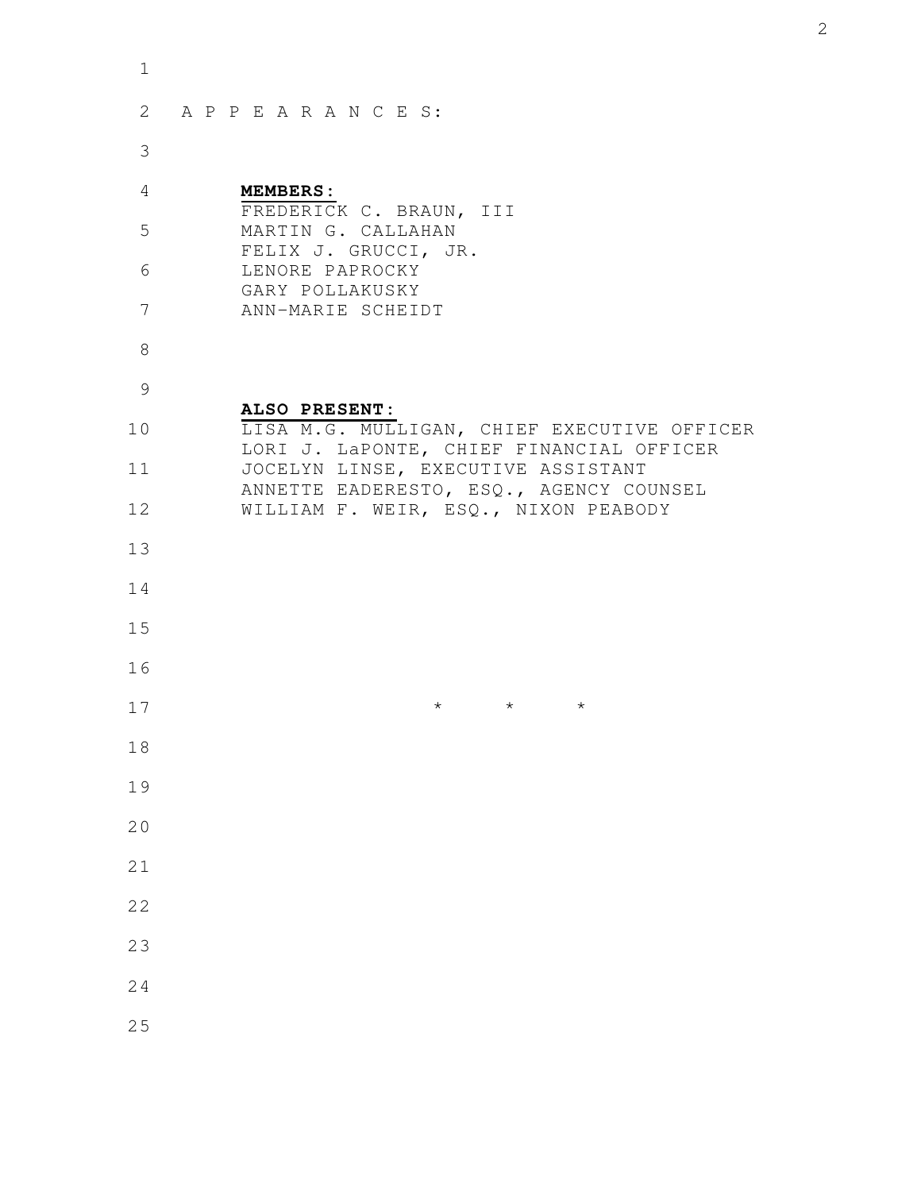A P P E A R A N C E S:

**MEMBERS:**

FREDERICK C. BRAUN, III
MARTIN G. CALLAHAN
FELIX J. GRUCCI, JR.
LENORE PAPROCKY
GARY POLLAKUSKY
ANN-MARIE SCHEIDT

**ALSO PRESENT:**

LISA M.G. MULLIGAN, CHIEF EXECUTIVE OFFICER
LORI J. LaPONTE, CHIEF FINANCIAL OFFICER
JOCELYN LINSE, EXECUTIVE ASSISTANT
ANNETTE EADERESTO, ESQ., AGENCY COUNSEL
WILLIAM F. WEIR, ESQ., NIXON PEABODY

\* \* \*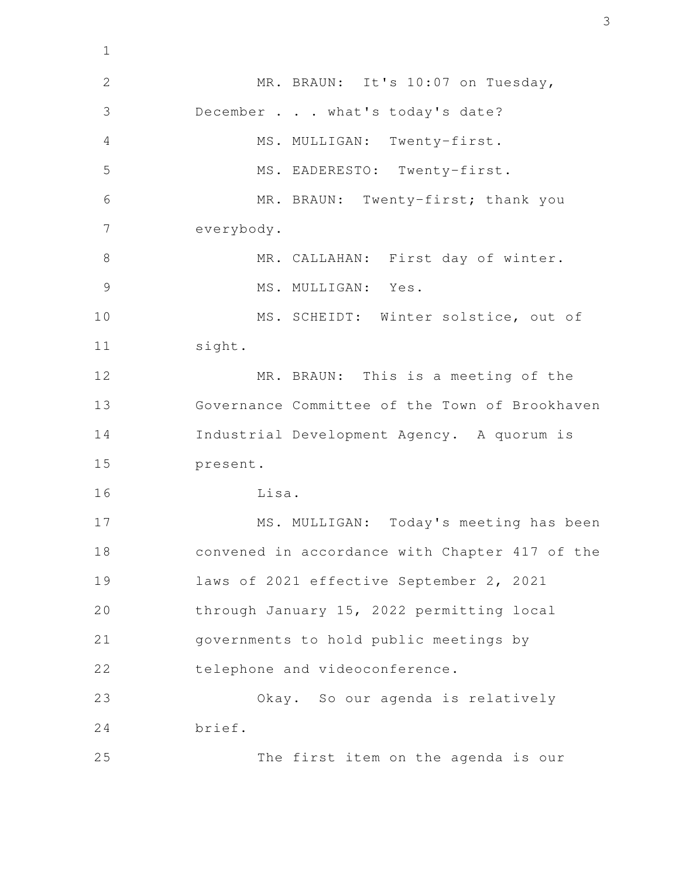MR. BRAUN: It's 10:07 on Tuesday, December . . . what's today's date?

MS. MULLIGAN: Twenty-first.

MS. EADERESTO: Twenty-first.

MR. BRAUN: Twenty-first; thank you everybody.

MR. CALLAHAN: First day of winter.

MS. MULLIGAN: Yes.

MS. SCHEIDT: Winter solstice, out of sight.

MR. BRAUN: This is a meeting of the Governance Committee of the Town of Brookhaven Industrial Development Agency. A quorum is present.

Lisa.

MS. MULLIGAN: Today's meeting has been convened in accordance with Chapter 417 of the laws of 2021 effective September 2, 2021 through January 15, 2022 permitting local governments to hold public meetings by telephone and videoconference.

Okay. So our agenda is relatively brief.

The first item on the agenda is our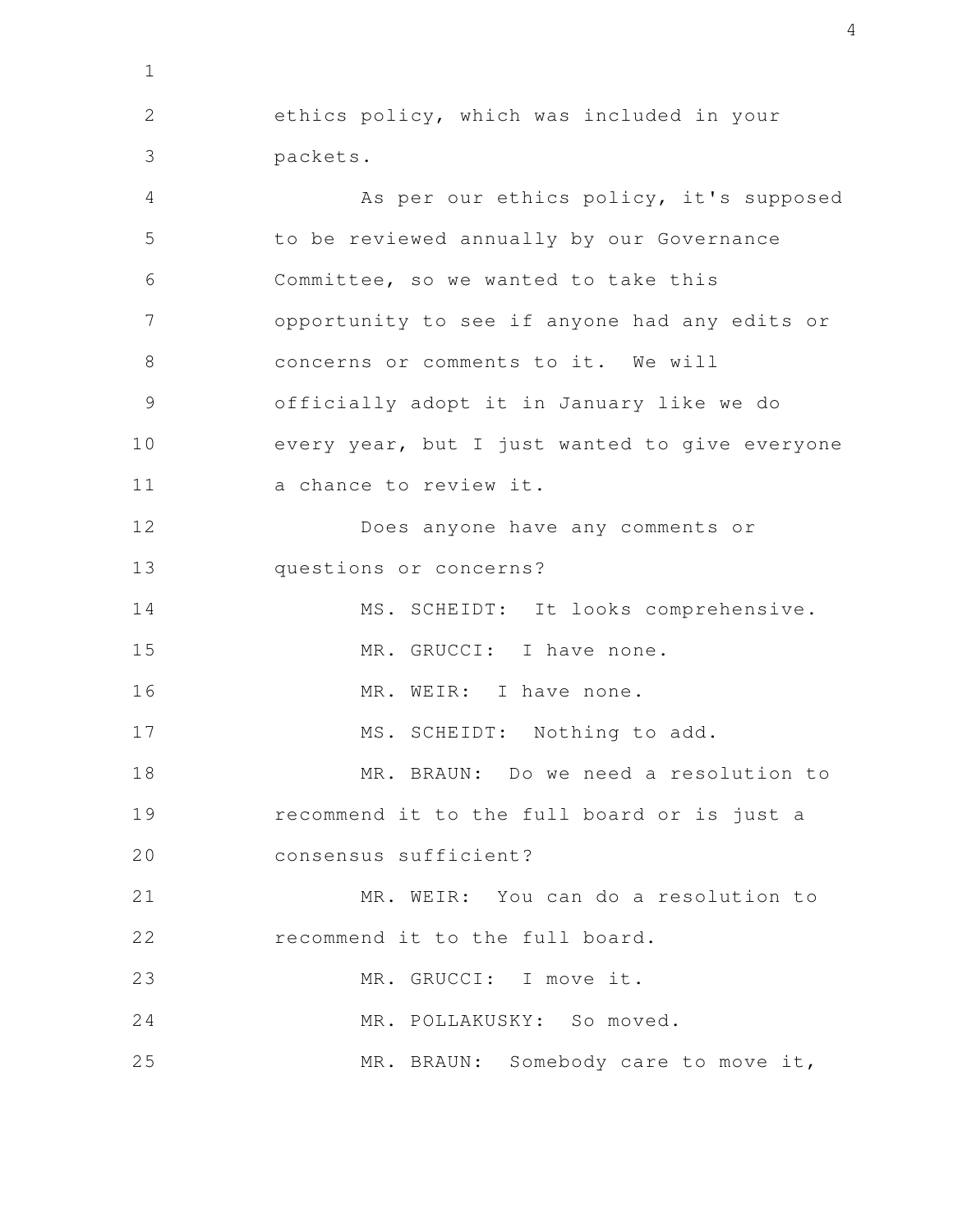ethics policy, which was included in your packets.

As per our ethics policy, it's supposed to be reviewed annually by our Governance Committee, so we wanted to take this opportunity to see if anyone had any edits or concerns or comments to it. We will officially adopt it in January like we do every year, but I just wanted to give everyone a chance to review it.

Does anyone have any comments or questions or concerns?

MS. SCHEIDT: It looks comprehensive.

MR. GRUCCI: I have none.

MR. WEIR: I have none.

MS. SCHEIDT: Nothing to add.

MR. BRAUN: Do we need a resolution to recommend it to the full board or is just a consensus sufficient?

MR. WEIR: You can do a resolution to recommend it to the full board.

MR. GRUCCI: I move it.

MR. POLLAKUSKY: So moved.

MR. BRAUN: Somebody care to move it,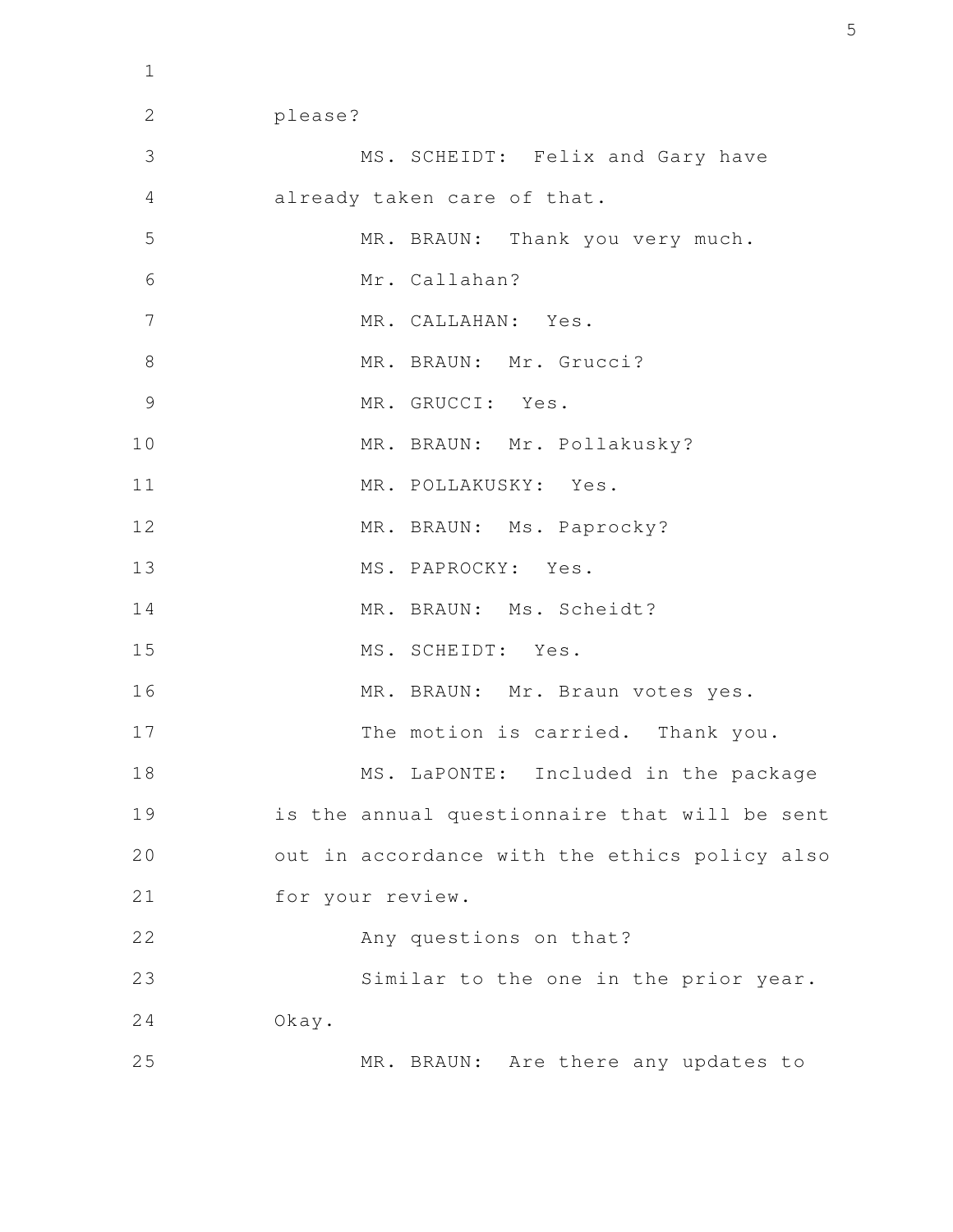please?

MS. SCHEIDT: Felix and Gary have already taken care of that.

MR. BRAUN: Thank you very much.

Mr. Callahan?

MR. CALLAHAN: Yes.

MR. BRAUN: Mr. Grucci?

MR. GRUCCI: Yes.

MR. BRAUN: Mr. Pollakusky?

MR. POLLAKUSKY: Yes.

MR. BRAUN: Ms. Paprocky?

MS. PAPROCKY: Yes.

MR. BRAUN: Ms. Scheidt?

MS. SCHEIDT: Yes.

MR. BRAUN: Mr. Braun votes yes.

The motion is carried. Thank you.

MS. LaPONTE: Included in the package is the annual questionnaire that will be sent out in accordance with the ethics policy also for your review.

Any questions on that?

Similar to the one in the prior year. Okay.

MR. BRAUN: Are there any updates to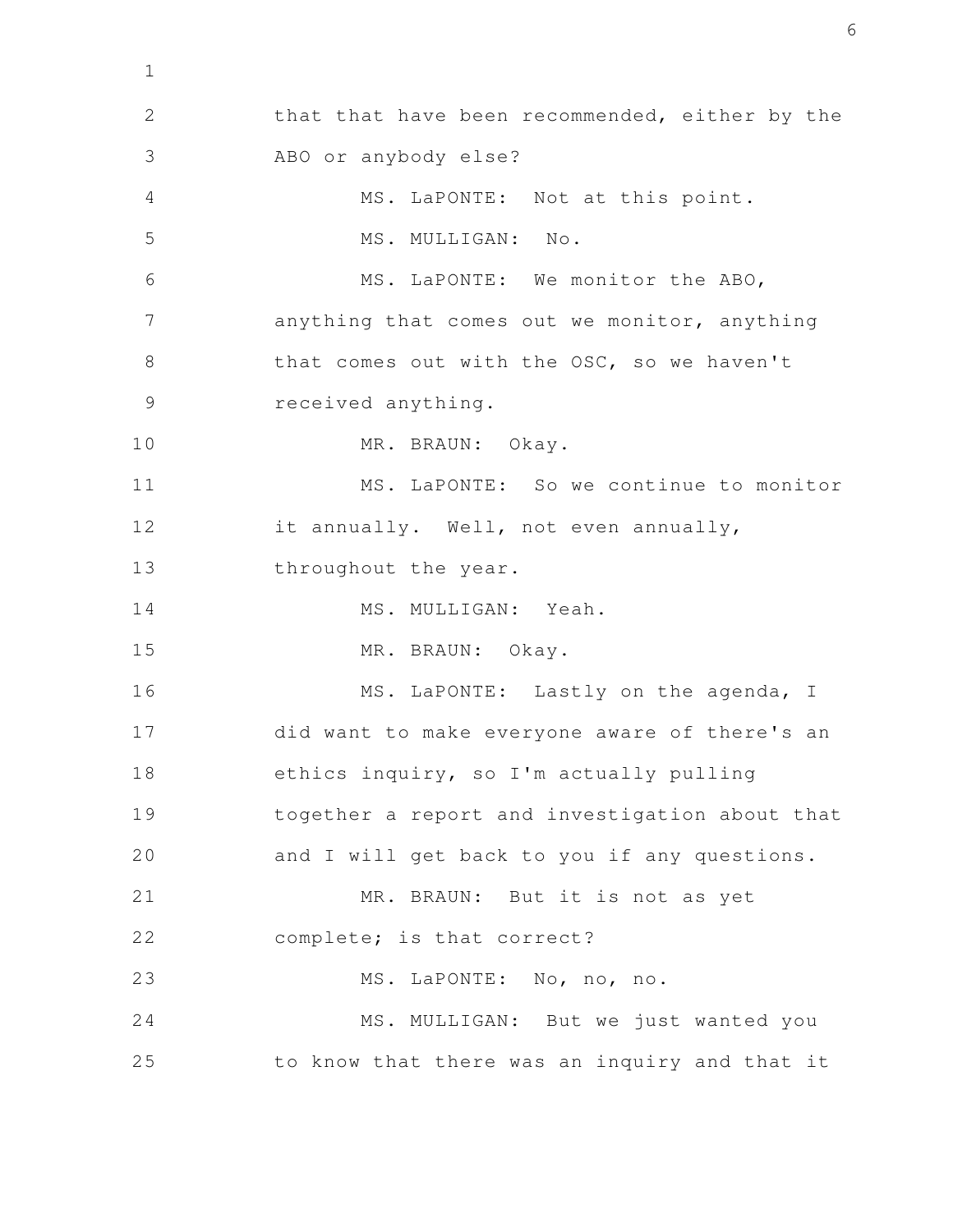that that have been recommended, either by the ABO or anybody else?

MS. LaPONTE: Not at this point.

MS. MULLIGAN: No.

MS. LaPONTE: We monitor the ABO, anything that comes out we monitor, anything that comes out with the OSC, so we haven't received anything.

MR. BRAUN: Okay.

MS. LaPONTE: So we continue to monitor it annually. Well, not even annually, throughout the year.

MS. MULLIGAN: Yeah.

MR. BRAUN: Okay.

MS. LaPONTE: Lastly on the agenda, I did want to make everyone aware of there's an ethics inquiry, so I'm actually pulling together a report and investigation about that and I will get back to you if any questions.

MR. BRAUN: But it is not as yet complete; is that correct?

MS. LaPONTE: No, no, no.

MS. MULLIGAN: But we just wanted you to know that there was an inquiry and that it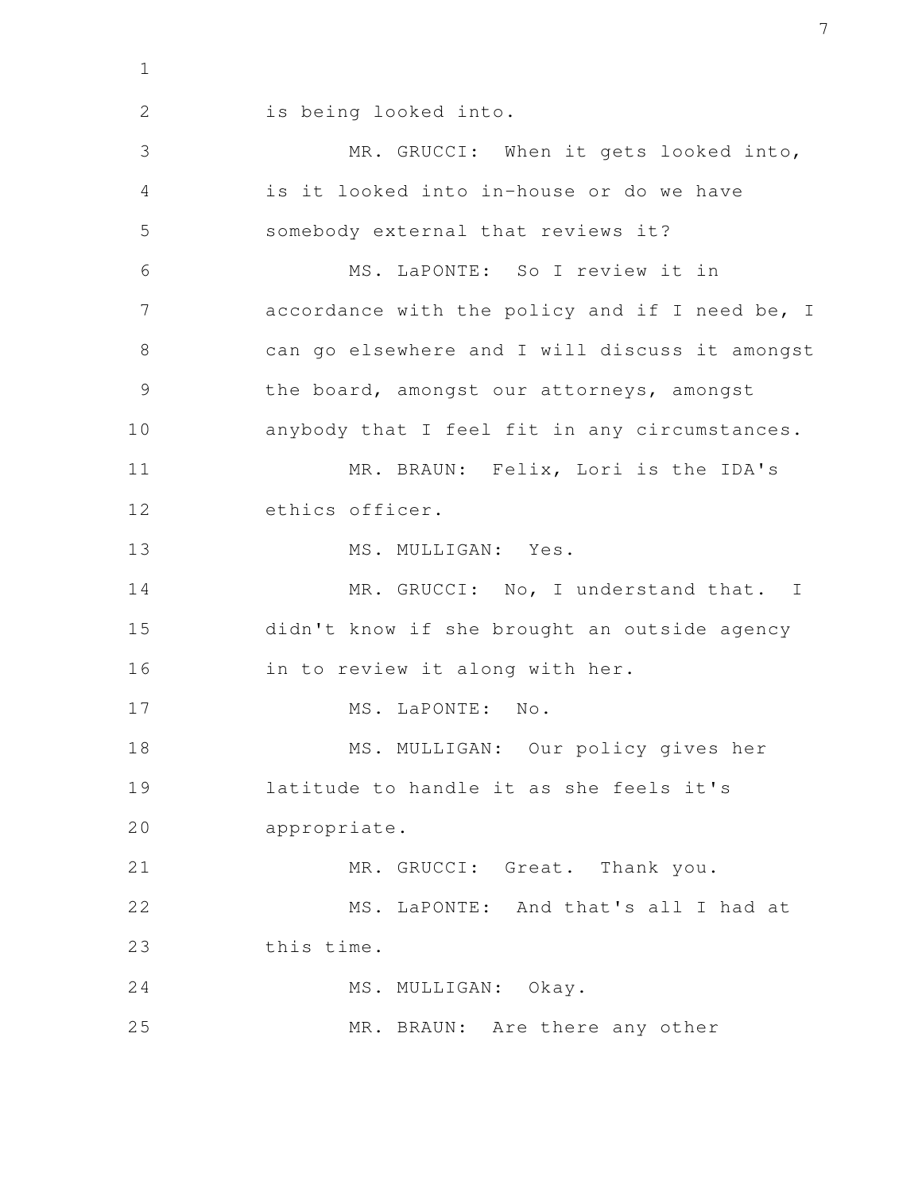is being looked into.

MR. GRUCCI: When it gets looked into, is it looked into in-house or do we have somebody external that reviews it?

MS. LaPONTE: So I review it in accordance with the policy and if I need be, I can go elsewhere and I will discuss it amongst the board, amongst our attorneys, amongst anybody that I feel fit in any circumstances.

MR. BRAUN: Felix, Lori is the IDA's ethics officer.

MS. MULLIGAN: Yes.

MR. GRUCCI: No, I understand that. I didn't know if she brought an outside agency in to review it along with her.

MS. LaPONTE: No.

MS. MULLIGAN: Our policy gives her latitude to handle it as she feels it's appropriate.

MR. GRUCCI: Great. Thank you.

MS. LaPONTE: And that's all I had at this time.

MS. MULLIGAN: Okay.

MR. BRAUN: Are there any other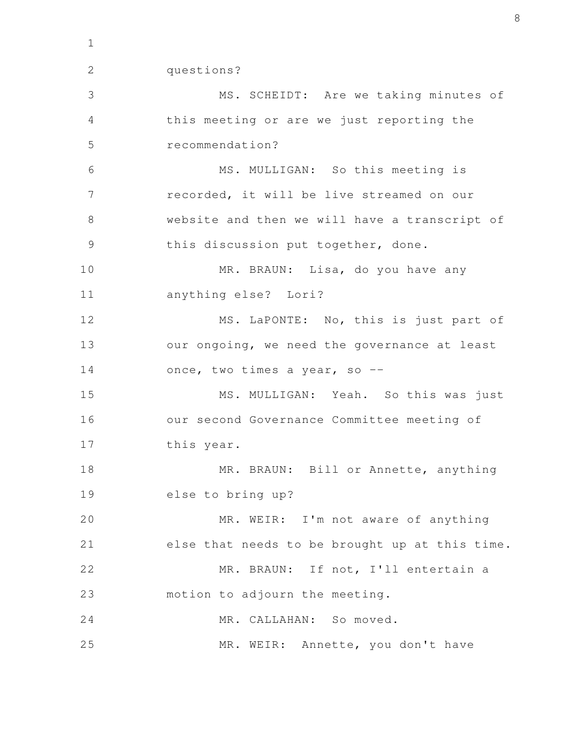questions?

MS. SCHEIDT: Are we taking minutes of this meeting or are we just reporting the recommendation?

MS. MULLIGAN: So this meeting is recorded, it will be live streamed on our website and then we will have a transcript of this discussion put together, done.

MR. BRAUN: Lisa, do you have any anything else? Lori?

MS. LaPONTE: No, this is just part of our ongoing, we need the governance at least once, two times a year, so --

MS. MULLIGAN: Yeah. So this was just our second Governance Committee meeting of this year.

MR. BRAUN: Bill or Annette, anything else to bring up?

MR. WEIR: I'm not aware of anything else that needs to be brought up at this time.

MR. BRAUN: If not, I'll entertain a motion to adjourn the meeting.

MR. CALLAHAN: So moved.

MR. WEIR: Annette, you don't have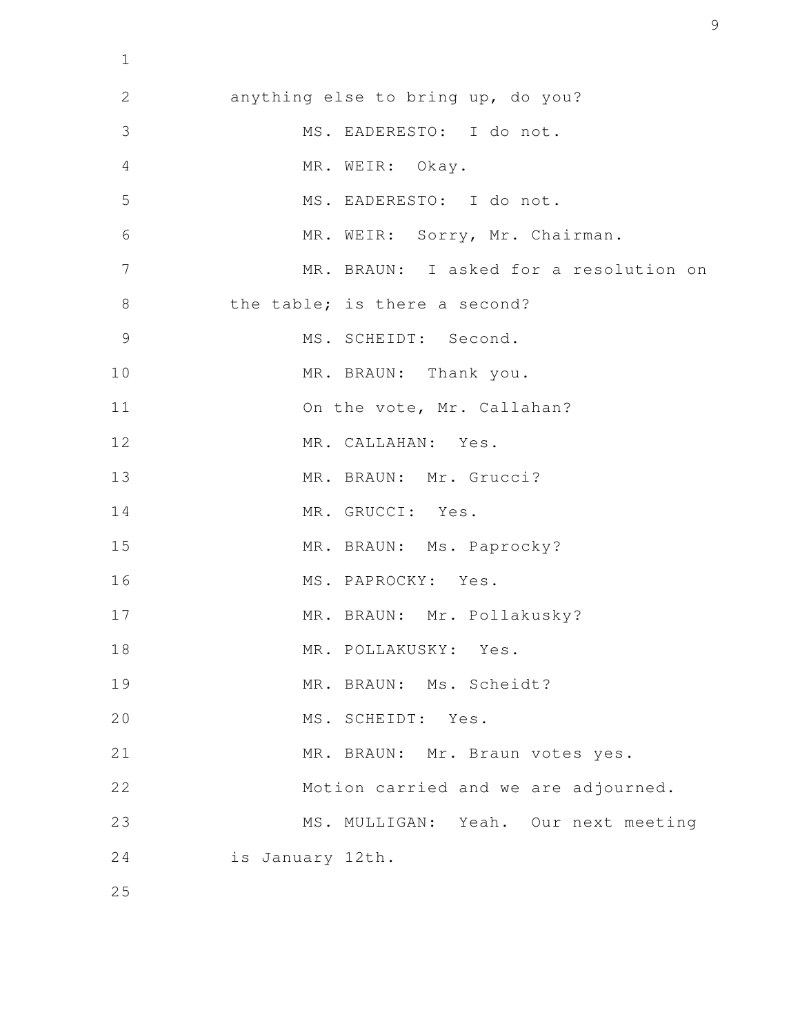anything else to bring up, do you?

MS. EADERESTO: I do not.

MR. WEIR: Okay.

MS. EADERESTO: I do not.

MR. WEIR: Sorry, Mr. Chairman.

MR. BRAUN: I asked for a resolution on the table; is there a second?

MS. SCHEIDT: Second.

MR. BRAUN: Thank you.

On the vote, Mr. Callahan?

MR. CALLAHAN: Yes.

MR. BRAUN: Mr. Grucci?

MR. GRUCCI: Yes.

MR. BRAUN: Ms. Paprocky?

MS. PAPROCKY: Yes.

MR. BRAUN: Mr. Pollakusky?

MR. POLLAKUSKY: Yes.

MR. BRAUN: Ms. Scheidt?

MS. SCHEIDT: Yes.

MR. BRAUN: Mr. Braun votes yes.

Motion carried and we are adjourned.

MS. MULLIGAN: Yeah. Our next meeting is January 12th.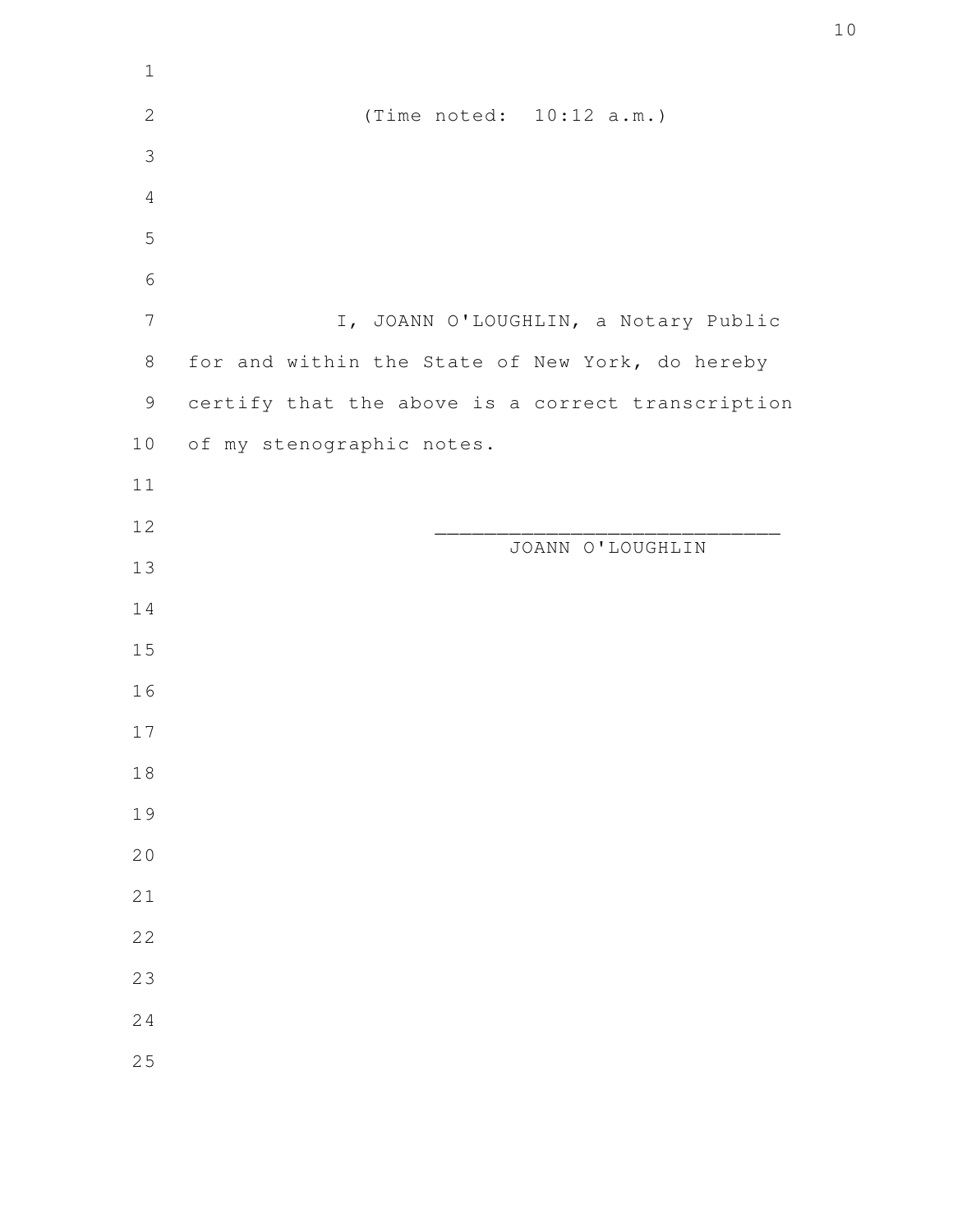(Time noted: 10:12 a.m.)

I, JOANN O'LOUGHLIN, a Notary Public for and within the State of New York, do hereby certify that the above is a correct transcription of my stenographic notes.

_____________________________
JOANN O'LOUGHLIN